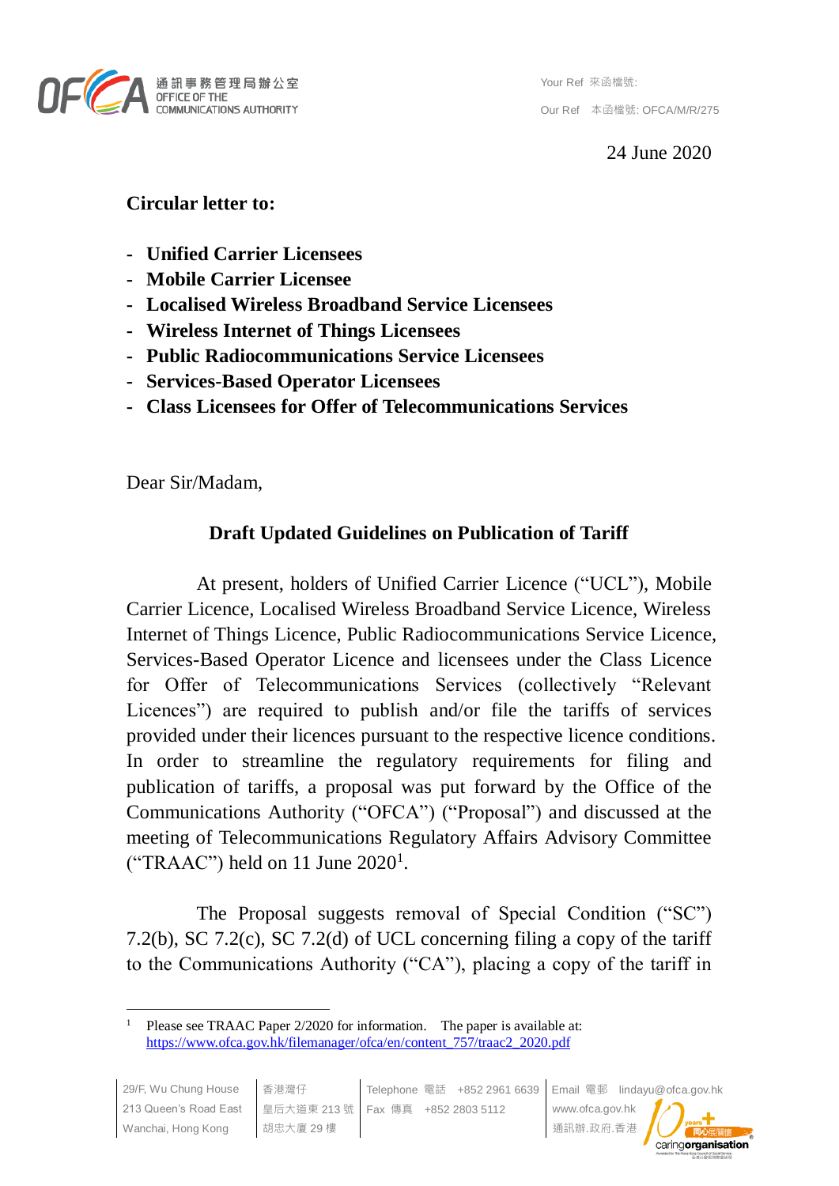通訊事務管理局辦公室
OFFICE OF THE COMMUNICATIONS AUTHORITY

Your Ref 來函檔號:

Our Ref 本函檔號: OFCA/M/R/275

24 June 2020

**Circular letter to:**

- **Unified Carrier Licensees**
- **Mobile Carrier Licensee**
- **Localised Wireless Broadband Service Licensees**
- **Wireless Internet of Things Licensees**
- **Public Radiocommunications Service Licensees**
- **Services-Based Operator Licensees**
- **Class Licensees for Offer of Telecommunications Services**

Dear Sir/Madam,

## Draft Updated Guidelines on Publication of Tariff

At present, holders of Unified Carrier Licence ("UCL"), Mobile Carrier Licence, Localised Wireless Broadband Service Licence, Wireless Internet of Things Licence, Public Radiocommunications Service Licence, Services-Based Operator Licence and licensees under the Class Licence for Offer of Telecommunications Services (collectively "Relevant Licences") are required to publish and/or file the tariffs of services provided under their licences pursuant to the respective licence conditions. In order to streamline the regulatory requirements for filing and publication of tariffs, a proposal was put forward by the Office of the Communications Authority ("OFCA") ("Proposal") and discussed at the meeting of Telecommunications Regulatory Affairs Advisory Committee ("TRAAC") held on 11 June 2020[1].

The Proposal suggests removal of Special Condition ("SC") 7.2(b), SC 7.2(c), SC 7.2(d) of UCL concerning filing a copy of the tariff to the Communications Authority ("CA"), placing a copy of the tariff in

[1] Please see TRAAC Paper 2/2020 for information. The paper is available at: https://www.ofca.gov.hk/filemanager/ofca/en/content_757/traac2_2020.pdf

29/F, Wu Chung House, 213 Queen's Road East, Wanchai, Hong Kong | 香港灣仔皇后大道東 213 號胡忠大廈 29 樓 | Telephone 電話 +852 2961 6639 | Fax 傳真 +852 2803 5112 | Email 電郵 lindayu@ofca.gov.hk | www.ofca.gov.hk | 通訊辦.政府.香港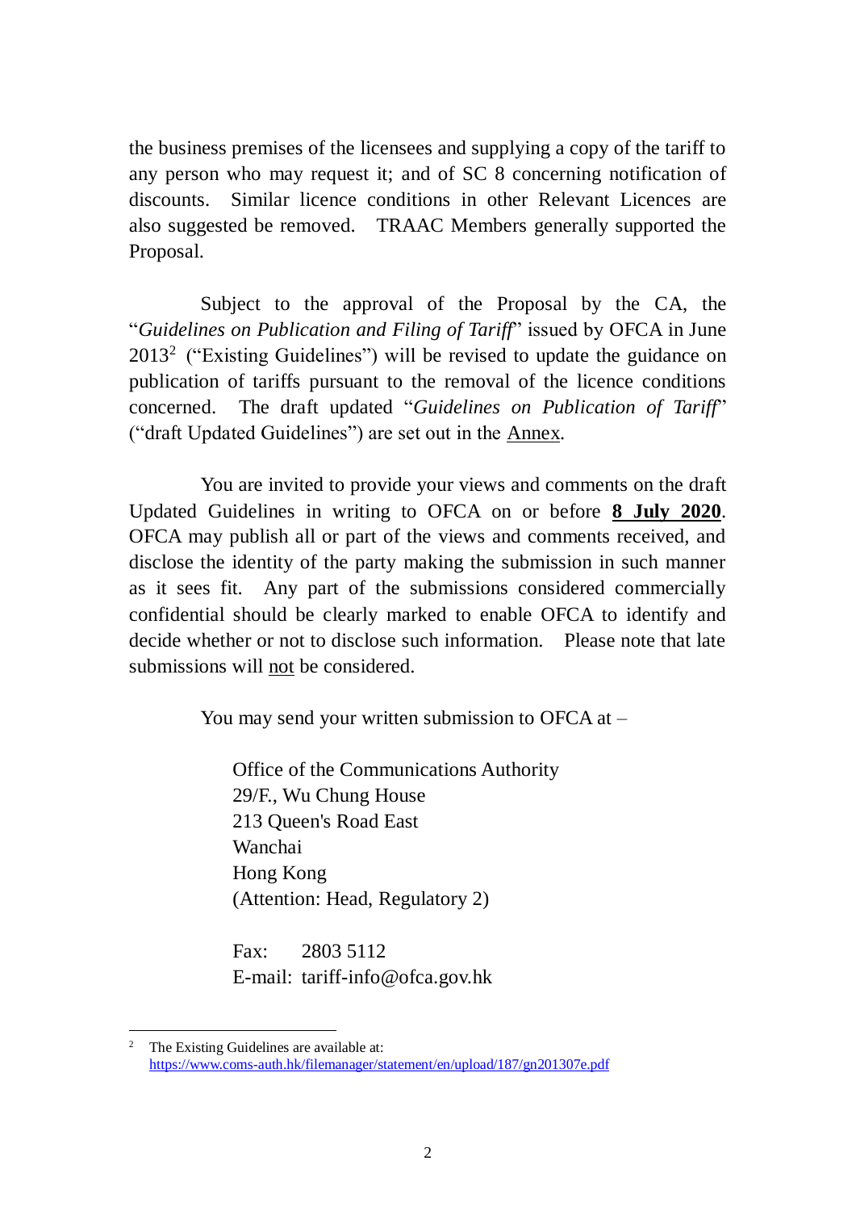the business premises of the licensees and supplying a copy of the tariff to any person who may request it; and of SC 8 concerning notification of discounts. Similar licence conditions in other Relevant Licences are also suggested be removed. TRAAC Members generally supported the Proposal.

Subject to the approval of the Proposal by the CA, the "*Guidelines on Publication and Filing of Tariff*" issued by OFCA in June 2013[2] ("Existing Guidelines") will be revised to update the guidance on publication of tariffs pursuant to the removal of the licence conditions concerned. The draft updated "*Guidelines on Publication of Tariff*" ("draft Updated Guidelines") are set out in the Annex.

You are invited to provide your views and comments on the draft Updated Guidelines in writing to OFCA on or before **8 July 2020**. OFCA may publish all or part of the views and comments received, and disclose the identity of the party making the submission in such manner as it sees fit. Any part of the submissions considered commercially confidential should be clearly marked to enable OFCA to identify and decide whether or not to disclose such information. Please note that late submissions will not be considered.

You may send your written submission to OFCA at –

Office of the Communications Authority
29/F., Wu Chung House
213 Queen's Road East
Wanchai
Hong Kong
(Attention: Head, Regulatory 2)

Fax: 2803 5112
E-mail: tariff-info@ofca.gov.hk

---

[2] The Existing Guidelines are available at: https://www.coms-auth.hk/filemanager/statement/en/upload/187/gn201307e.pdf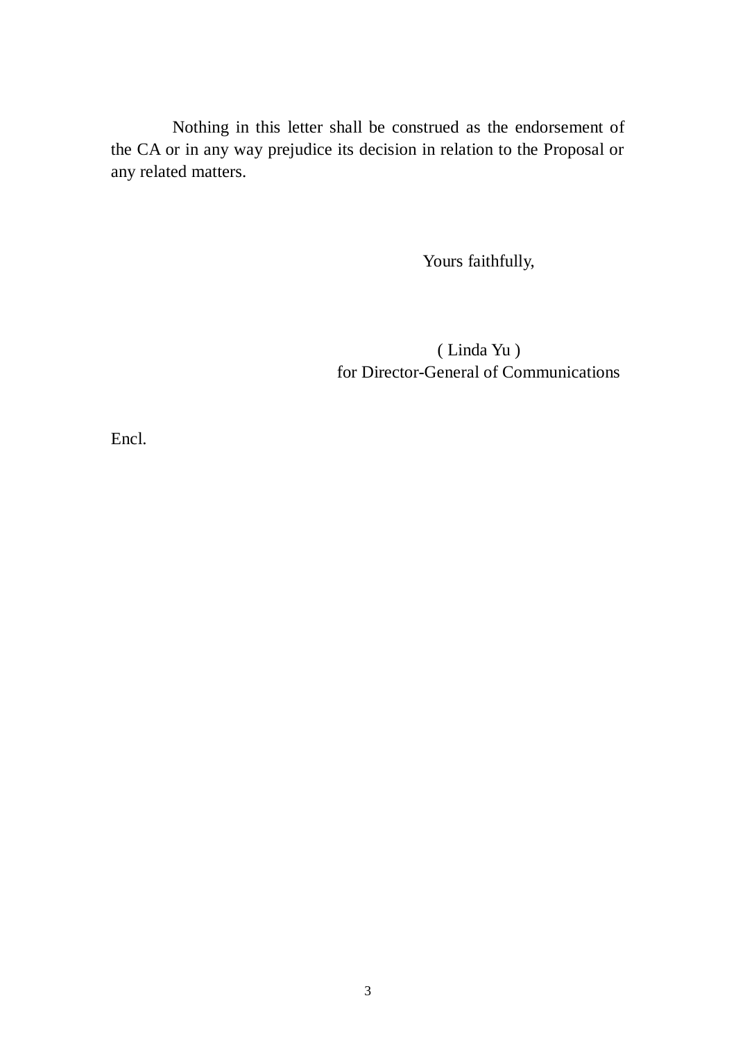Nothing in this letter shall be construed as the endorsement of the CA or in any way prejudice its decision in relation to the Proposal or any related matters.

Yours faithfully,

( Linda Yu )
for Director-General of Communications

Encl.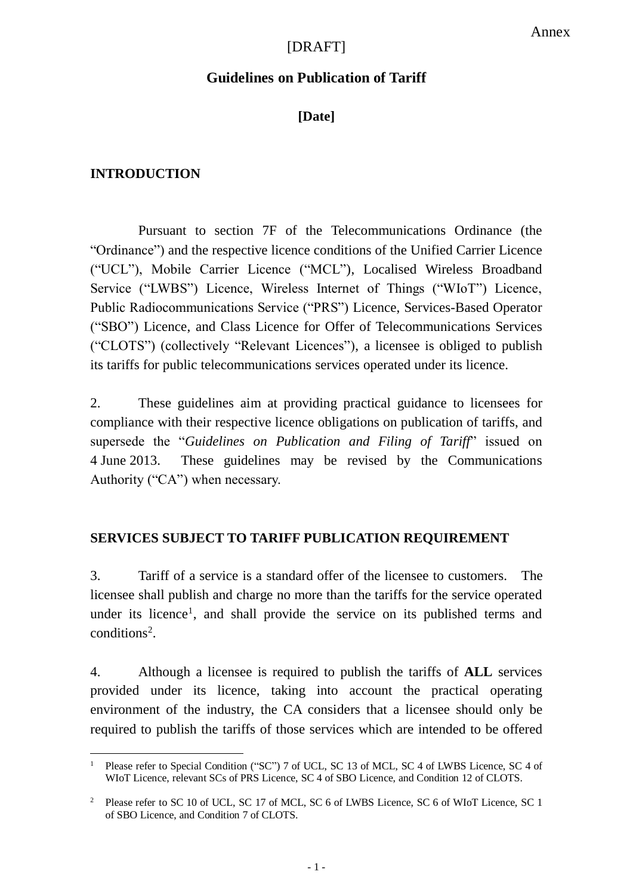Annex

[DRAFT]

## Guidelines on Publication of Tariff

**[Date]**

### INTRODUCTION

Pursuant to section 7F of the Telecommunications Ordinance (the "Ordinance") and the respective licence conditions of the Unified Carrier Licence ("UCL"), Mobile Carrier Licence ("MCL"), Localised Wireless Broadband Service ("LWBS") Licence, Wireless Internet of Things ("WIoT") Licence, Public Radiocommunications Service ("PRS") Licence, Services-Based Operator ("SBO") Licence, and Class Licence for Offer of Telecommunications Services ("CLOTS") (collectively "Relevant Licences"), a licensee is obliged to publish its tariffs for public telecommunications services operated under its licence.

2. These guidelines aim at providing practical guidance to licensees for compliance with their respective licence obligations on publication of tariffs, and supersede the "*Guidelines on Publication and Filing of Tariff*" issued on 4 June 2013. These guidelines may be revised by the Communications Authority ("CA") when necessary.

### SERVICES SUBJECT TO TARIFF PUBLICATION REQUIREMENT

3. Tariff of a service is a standard offer of the licensee to customers. The licensee shall publish and charge no more than the tariffs for the service operated under its licence[1], and shall provide the service on its published terms and conditions[2].

4. Although a licensee is required to publish the tariffs of **ALL** services provided under its licence, taking into account the practical operating environment of the industry, the CA considers that a licensee should only be required to publish the tariffs of those services which are intended to be offered

---

[1] Please refer to Special Condition ("SC") 7 of UCL, SC 13 of MCL, SC 4 of LWBS Licence, SC 4 of WIoT Licence, relevant SCs of PRS Licence, SC 4 of SBO Licence, and Condition 12 of CLOTS.

[2] Please refer to SC 10 of UCL, SC 17 of MCL, SC 6 of LWBS Licence, SC 6 of WIoT Licence, SC 1 of SBO Licence, and Condition 7 of CLOTS.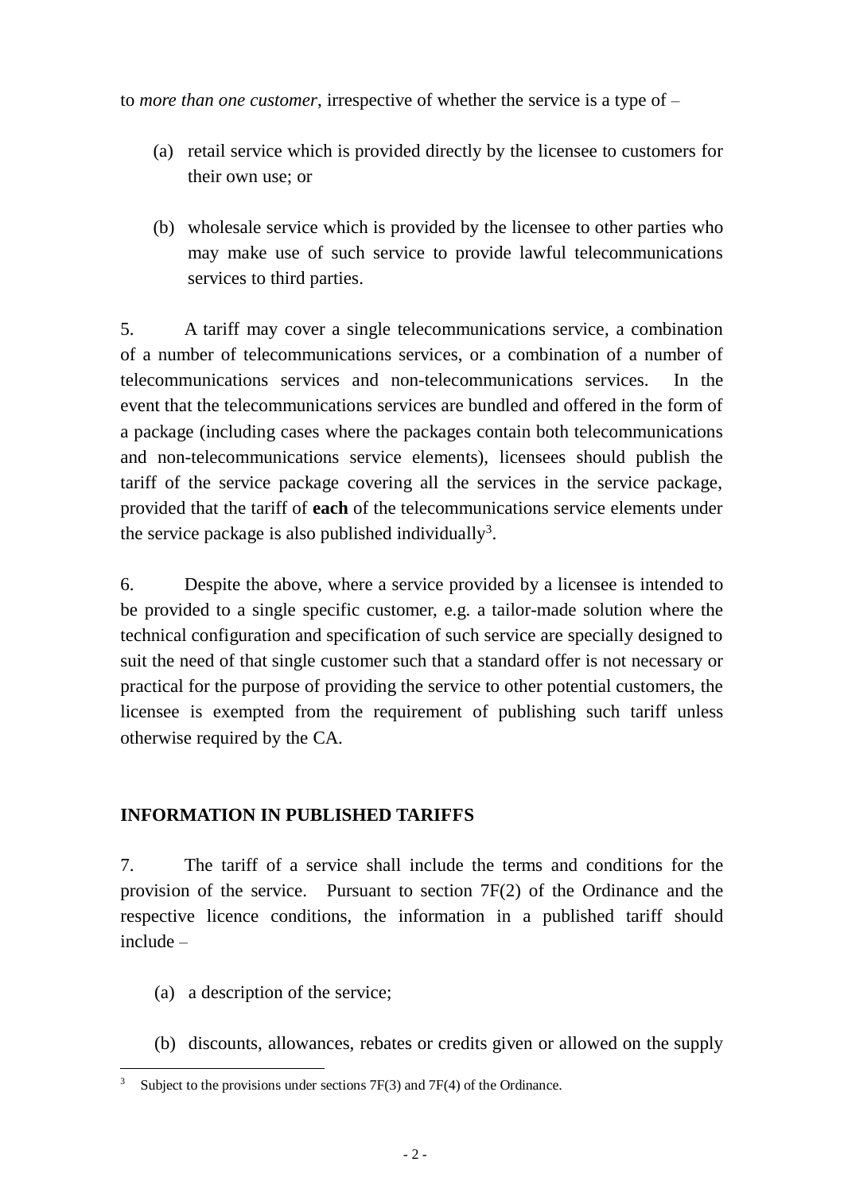to *more than one customer*, irrespective of whether the service is a type of –

(a) retail service which is provided directly by the licensee to customers for their own use; or

(b) wholesale service which is provided by the licensee to other parties who may make use of such service to provide lawful telecommunications services to third parties.

5. A tariff may cover a single telecommunications service, a combination of a number of telecommunications services, or a combination of a number of telecommunications services and non-telecommunications services. In the event that the telecommunications services are bundled and offered in the form of a package (including cases where the packages contain both telecommunications and non-telecommunications service elements), licensees should publish the tariff of the service package covering all the services in the service package, provided that the tariff of **each** of the telecommunications service elements under the service package is also published individually[3].

6. Despite the above, where a service provided by a licensee is intended to be provided to a single specific customer, e.g. a tailor-made solution where the technical configuration and specification of such service are specially designed to suit the need of that single customer such that a standard offer is not necessary or practical for the purpose of providing the service to other potential customers, the licensee is exempted from the requirement of publishing such tariff unless otherwise required by the CA.

## INFORMATION IN PUBLISHED TARIFFS

7. The tariff of a service shall include the terms and conditions for the provision of the service. Pursuant to section 7F(2) of the Ordinance and the respective licence conditions, the information in a published tariff should include –

(a) a description of the service;

(b) discounts, allowances, rebates or credits given or allowed on the supply

---

[3] Subject to the provisions under sections 7F(3) and 7F(4) of the Ordinance.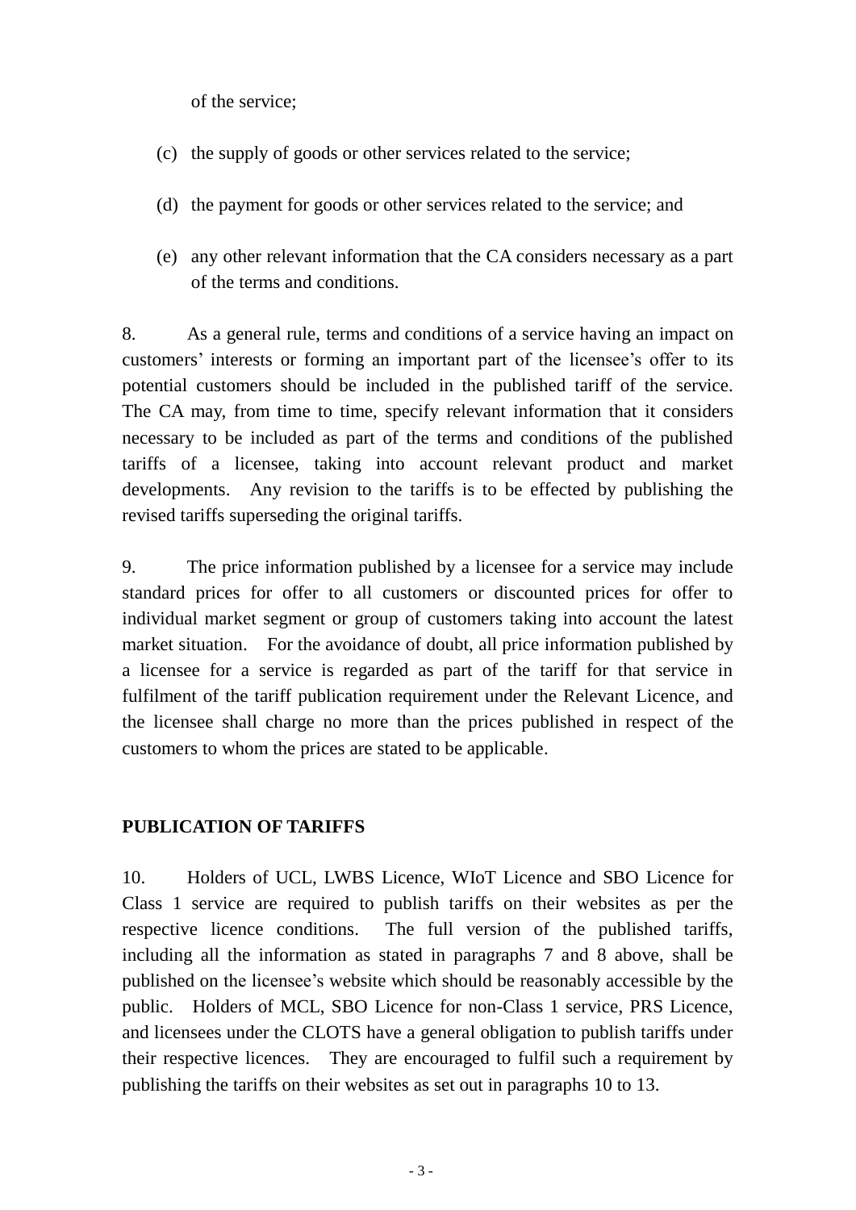of the service;

(c) the supply of goods or other services related to the service;

(d) the payment for goods or other services related to the service; and

(e) any other relevant information that the CA considers necessary as a part of the terms and conditions.

8. As a general rule, terms and conditions of a service having an impact on customers' interests or forming an important part of the licensee's offer to its potential customers should be included in the published tariff of the service. The CA may, from time to time, specify relevant information that it considers necessary to be included as part of the terms and conditions of the published tariffs of a licensee, taking into account relevant product and market developments. Any revision to the tariffs is to be effected by publishing the revised tariffs superseding the original tariffs.

9. The price information published by a licensee for a service may include standard prices for offer to all customers or discounted prices for offer to individual market segment or group of customers taking into account the latest market situation. For the avoidance of doubt, all price information published by a licensee for a service is regarded as part of the tariff for that service in fulfilment of the tariff publication requirement under the Relevant Licence, and the licensee shall charge no more than the prices published in respect of the customers to whom the prices are stated to be applicable.

**PUBLICATION OF TARIFFS**

10. Holders of UCL, LWBS Licence, WIoT Licence and SBO Licence for Class 1 service are required to publish tariffs on their websites as per the respective licence conditions. The full version of the published tariffs, including all the information as stated in paragraphs 7 and 8 above, shall be published on the licensee's website which should be reasonably accessible by the public. Holders of MCL, SBO Licence for non-Class 1 service, PRS Licence, and licensees under the CLOTS have a general obligation to publish tariffs under their respective licences. They are encouraged to fulfil such a requirement by publishing the tariffs on their websites as set out in paragraphs 10 to 13.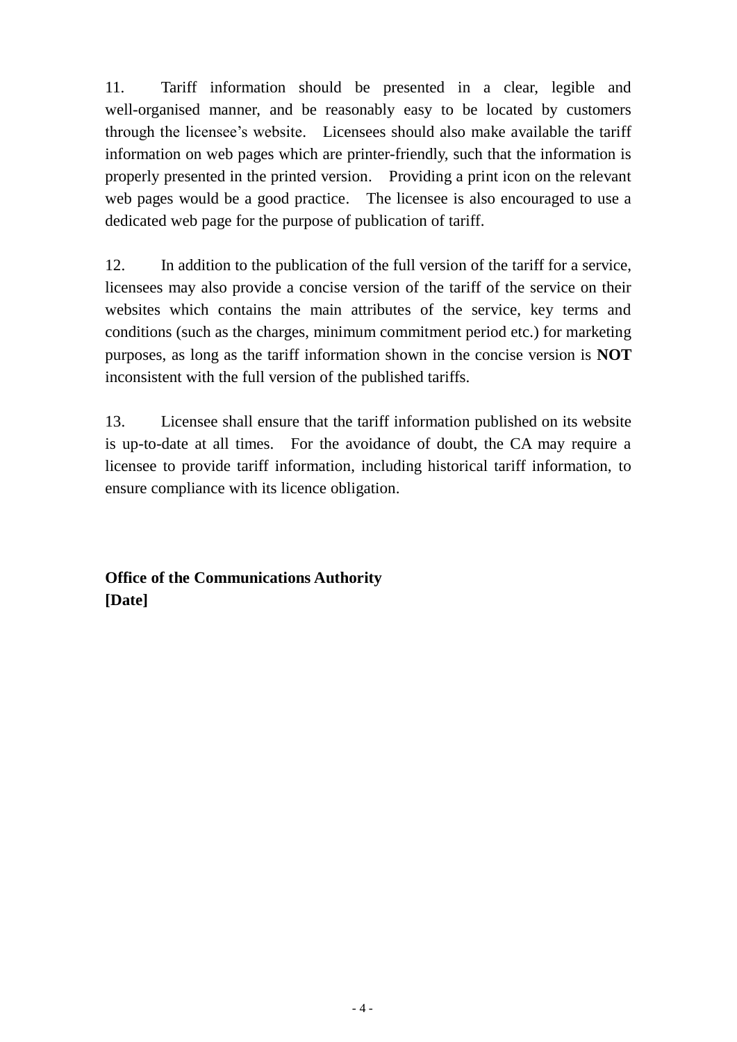11. Tariff information should be presented in a clear, legible and well-organised manner, and be reasonably easy to be located by customers through the licensee's website. Licensees should also make available the tariff information on web pages which are printer-friendly, such that the information is properly presented in the printed version. Providing a print icon on the relevant web pages would be a good practice. The licensee is also encouraged to use a dedicated web page for the purpose of publication of tariff.

12. In addition to the publication of the full version of the tariff for a service, licensees may also provide a concise version of the tariff of the service on their websites which contains the main attributes of the service, key terms and conditions (such as the charges, minimum commitment period etc.) for marketing purposes, as long as the tariff information shown in the concise version is **NOT** inconsistent with the full version of the published tariffs.

13. Licensee shall ensure that the tariff information published on its website is up-to-date at all times. For the avoidance of doubt, the CA may require a licensee to provide tariff information, including historical tariff information, to ensure compliance with its licence obligation.

**Office of the Communications Authority**
**[Date]**